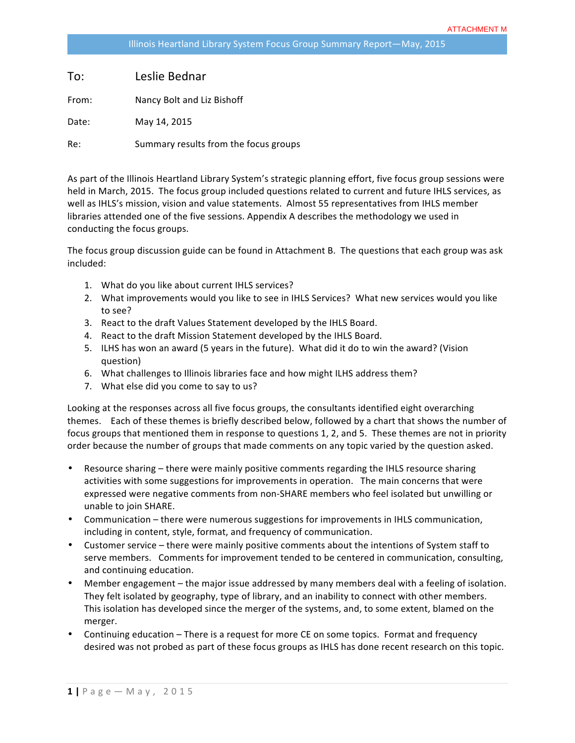ATTACHMENT M

# Illinois Heartland Library System Focus Group Summary Report—May, 2015

| | |
|---|---|
| To: | Leslie Bednar |
| From: | Nancy Bolt and Liz Bishoff |
| Date: | May 14, 2015 |
| Re: | Summary results from the focus groups |

As part of the Illinois Heartland Library System's strategic planning effort, five focus group sessions were held in March, 2015. The focus group included questions related to current and future IHLS services, as well as IHLS's mission, vision and value statements. Almost 55 representatives from IHLS member libraries attended one of the five sessions. Appendix A describes the methodology we used in conducting the focus groups.

The focus group discussion guide can be found in Attachment B. The questions that each group was ask included:

1. What do you like about current IHLS services?
2. What improvements would you like to see in IHLS Services? What new services would you like to see?
3. React to the draft Values Statement developed by the IHLS Board.
4. React to the draft Mission Statement developed by the IHLS Board.
5. ILHS has won an award (5 years in the future). What did it do to win the award? (Vision question)
6. What challenges to Illinois libraries face and how might ILHS address them?
7. What else did you come to say to us?

Looking at the responses across all five focus groups, the consultants identified eight overarching themes. Each of these themes is briefly described below, followed by a chart that shows the number of focus groups that mentioned them in response to questions 1, 2, and 5. These themes are not in priority order because the number of groups that made comments on any topic varied by the question asked.

- Resource sharing – there were mainly positive comments regarding the IHLS resource sharing activities with some suggestions for improvements in operation. The main concerns that were expressed were negative comments from non-SHARE members who feel isolated but unwilling or unable to join SHARE.
- Communication – there were numerous suggestions for improvements in IHLS communication, including in content, style, format, and frequency of communication.
- Customer service – there were mainly positive comments about the intentions of System staff to serve members. Comments for improvement tended to be centered in communication, consulting, and continuing education.
- Member engagement – the major issue addressed by many members deal with a feeling of isolation. They felt isolated by geography, type of library, and an inability to connect with other members. This isolation has developed since the merger of the systems, and, to some extent, blamed on the merger.
- Continuing education – There is a request for more CE on some topics. Format and frequency desired was not probed as part of these focus groups as IHLS has done recent research on this topic.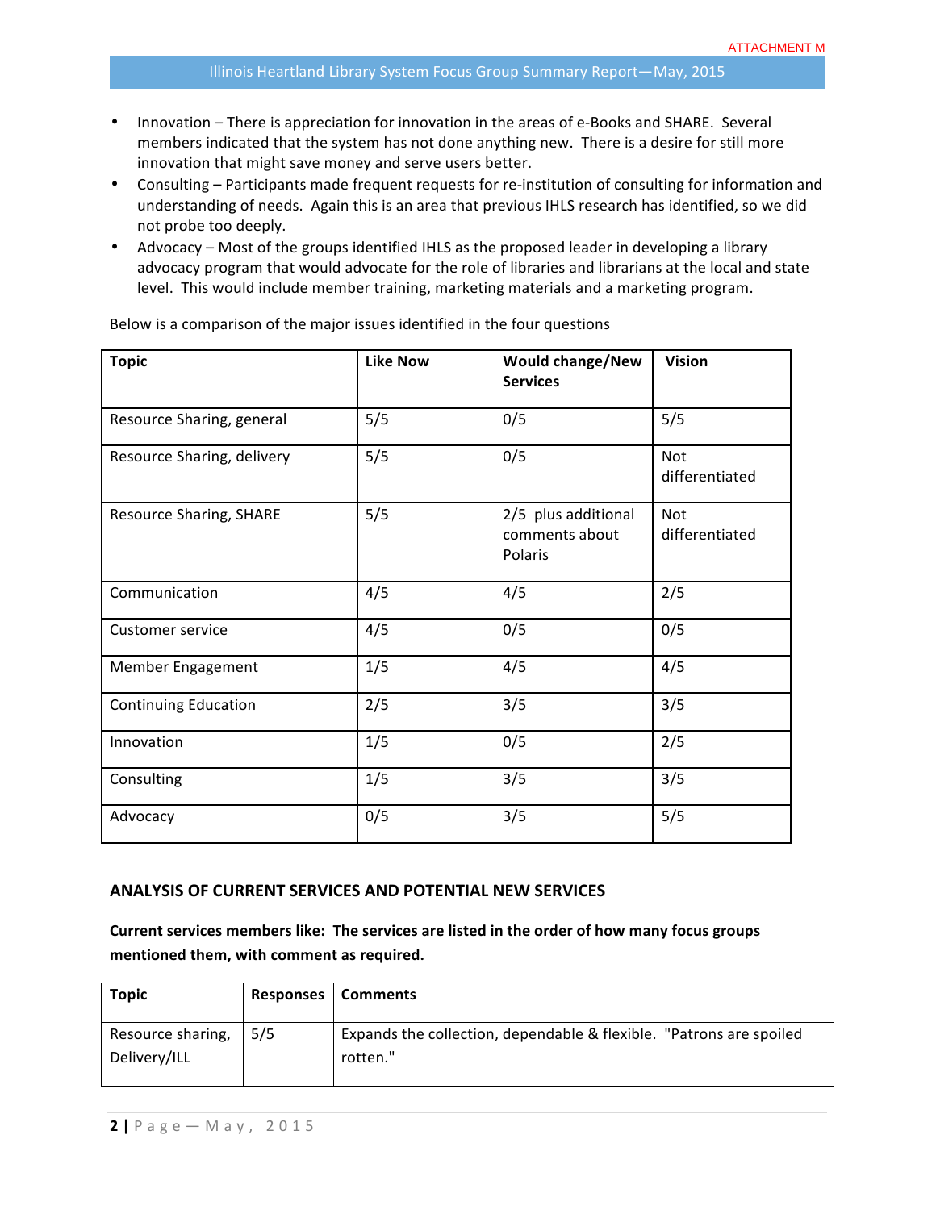- Innovation – There is appreciation for innovation in the areas of e-Books and SHARE. Several members indicated that the system has not done anything new. There is a desire for still more innovation that might save money and serve users better.
- Consulting – Participants made frequent requests for re-institution of consulting for information and understanding of needs. Again this is an area that previous IHLS research has identified, so we did not probe too deeply.
- Advocacy – Most of the groups identified IHLS as the proposed leader in developing a library advocacy program that would advocate for the role of libraries and librarians at the local and state level. This would include member training, marketing materials and a marketing program.

Below is a comparison of the major issues identified in the four questions

| Topic | Like Now | Would change/New Services | Vision |
|---|---|---|---|
| Resource Sharing, general | 5/5 | 0/5 | 5/5 |
| Resource Sharing, delivery | 5/5 | 0/5 | Not differentiated |
| Resource Sharing, SHARE | 5/5 | 2/5 plus additional comments about Polaris | Not differentiated |
| Communication | 4/5 | 4/5 | 2/5 |
| Customer service | 4/5 | 0/5 | 0/5 |
| Member Engagement | 1/5 | 4/5 | 4/5 |
| Continuing Education | 2/5 | 3/5 | 3/5 |
| Innovation | 1/5 | 0/5 | 2/5 |
| Consulting | 1/5 | 3/5 | 3/5 |
| Advocacy | 0/5 | 3/5 | 5/5 |

## ANALYSIS OF CURRENT SERVICES AND POTENTIAL NEW SERVICES

**Current services members like: The services are listed in the order of how many focus groups mentioned them, with comment as required.**

| Topic | Responses | Comments |
|---|---|---|
| Resource sharing, Delivery/ILL | 5/5 | Expands the collection, dependable & flexible. "Patrons are spoiled rotten." |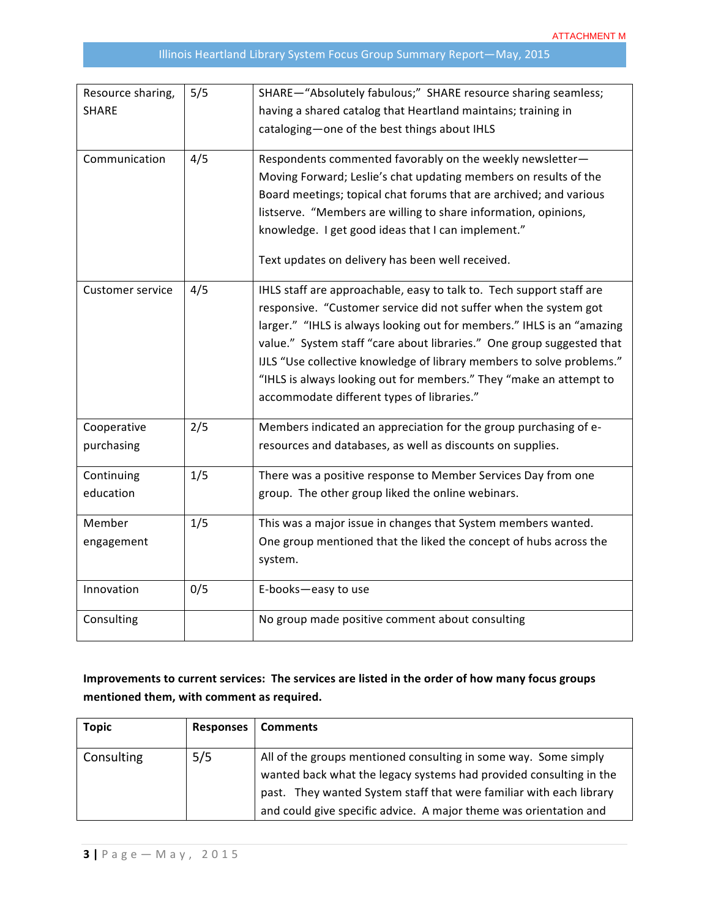| | | |
|---|---|---|
| Resource sharing, SHARE | 5/5 | SHARE—"Absolutely fabulous;" SHARE resource sharing seamless; having a shared catalog that Heartland maintains; training in cataloging—one of the best things about IHLS |
| Communication | 4/5 | Respondents commented favorably on the weekly newsletter—Moving Forward; Leslie's chat updating members on results of the Board meetings; topical chat forums that are archived; and various listserve. "Members are willing to share information, opinions, knowledge. I get good ideas that I can implement."<br><br>Text updates on delivery has been well received. |
| Customer service | 4/5 | IHLS staff are approachable, easy to talk to. Tech support staff are responsive. "Customer service did not suffer when the system got larger." "IHLS is always looking out for members." IHLS is an "amazing value." System staff "care about libraries." One group suggested that IJLS "Use collective knowledge of library members to solve problems." "IHLS is always looking out for members." They "make an attempt to accommodate different types of libraries." |
| Cooperative purchasing | 2/5 | Members indicated an appreciation for the group purchasing of e-resources and databases, as well as discounts on supplies. |
| Continuing education | 1/5 | There was a positive response to Member Services Day from one group. The other group liked the online webinars. |
| Member engagement | 1/5 | This was a major issue in changes that System members wanted. One group mentioned that the liked the concept of hubs across the system. |
| Innovation | 0/5 | E-books—easy to use |
| Consulting | | No group made positive comment about consulting |

**Improvements to current services: The services are listed in the order of how many focus groups mentioned them, with comment as required.**

| Topic | Responses | Comments |
|---|---|---|
| Consulting | 5/5 | All of the groups mentioned consulting in some way. Some simply wanted back what the legacy systems had provided consulting in the past. They wanted System staff that were familiar with each library and could give specific advice. A major theme was orientation and |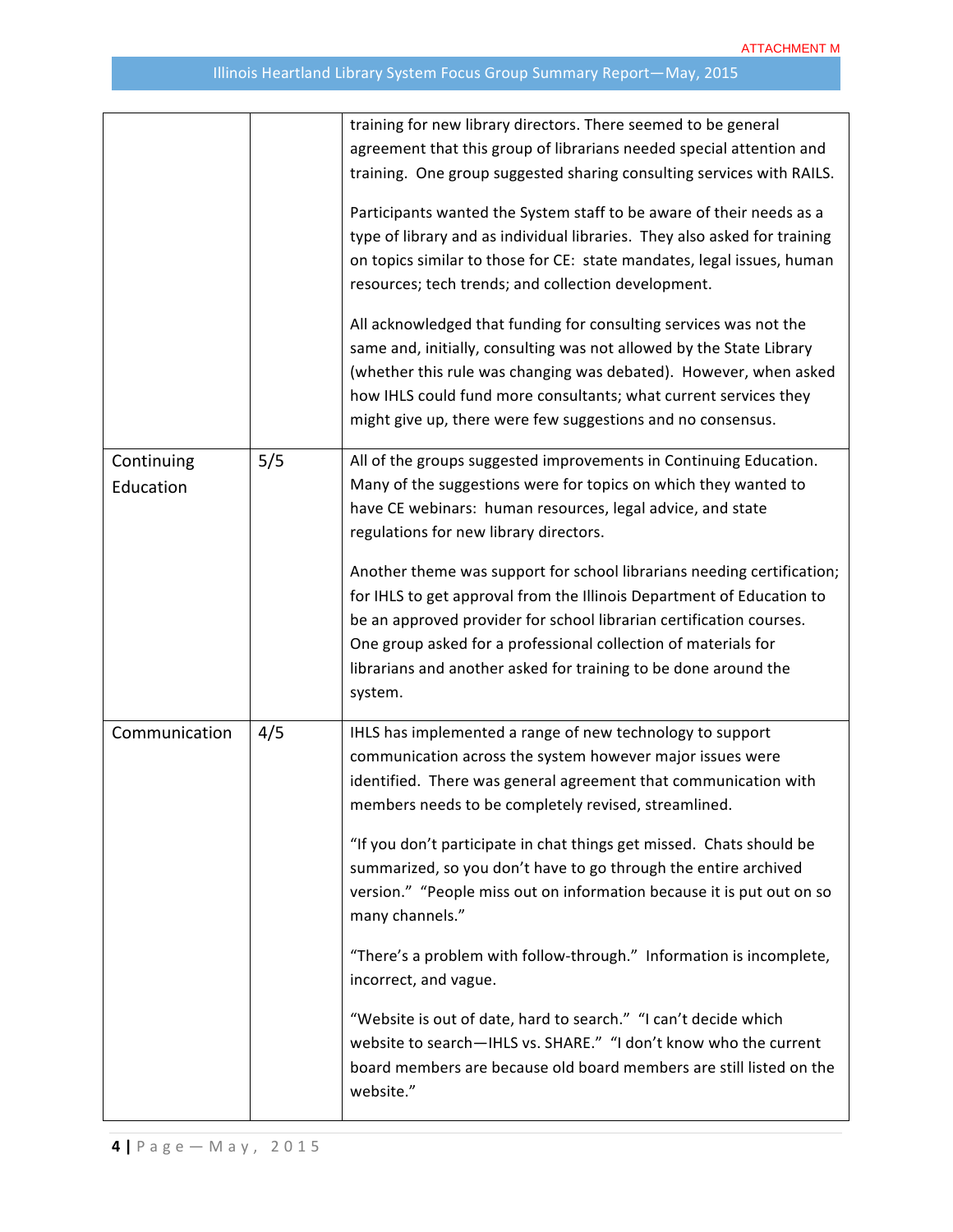| | | |
|---|---|---|
| | | training for new library directors. There seemed to be general agreement that this group of librarians needed special attention and training. One group suggested sharing consulting services with RAILS.<br><br>Participants wanted the System staff to be aware of their needs as a type of library and as individual libraries. They also asked for training on topics similar to those for CE: state mandates, legal issues, human resources; tech trends; and collection development.<br><br>All acknowledged that funding for consulting services was not the same and, initially, consulting was not allowed by the State Library (whether this rule was changing was debated). However, when asked how IHLS could fund more consultants; what current services they might give up, there were few suggestions and no consensus. |
| Continuing Education | 5/5 | All of the groups suggested improvements in Continuing Education. Many of the suggestions were for topics on which they wanted to have CE webinars: human resources, legal advice, and state regulations for new library directors.<br><br>Another theme was support for school librarians needing certification; for IHLS to get approval from the Illinois Department of Education to be an approved provider for school librarian certification courses. One group asked for a professional collection of materials for librarians and another asked for training to be done around the system. |
| Communication | 4/5 | IHLS has implemented a range of new technology to support communication across the system however major issues were identified. There was general agreement that communication with members needs to be completely revised, streamlined.<br><br>"If you don't participate in chat things get missed. Chats should be summarized, so you don't have to go through the entire archived version." "People miss out on information because it is put out on so many channels."<br><br>"There's a problem with follow-through." Information is incomplete, incorrect, and vague.<br><br>"Website is out of date, hard to search." "I can't decide which website to search—IHLS vs. SHARE." "I don't know who the current board members are because old board members are still listed on the website." |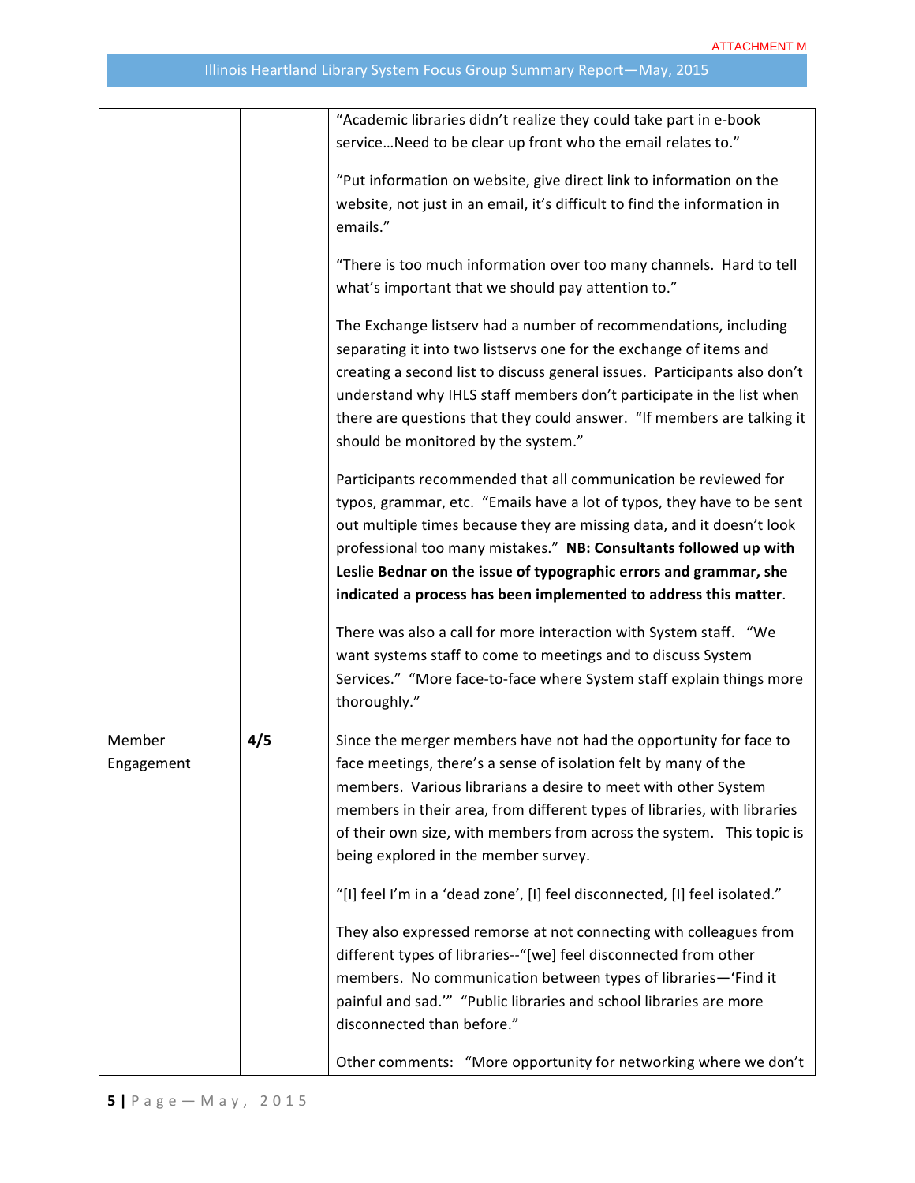|  |  |  |
|---|---|---|
|  |  | "Academic libraries didn't realize they could take part in e-book service…Need to be clear up front who the email relates to."<br><br>"Put information on website, give direct link to information on the website, not just in an email, it's difficult to find the information in emails."<br><br>"There is too much information over too many channels. Hard to tell what's important that we should pay attention to."<br><br>The Exchange listserv had a number of recommendations, including separating it into two listservs one for the exchange of items and creating a second list to discuss general issues. Participants also don't understand why IHLS staff members don't participate in the list when there are questions that they could answer. "If members are talking it should be monitored by the system."<br><br>Participants recommended that all communication be reviewed for typos, grammar, etc. "Emails have a lot of typos, they have to be sent out multiple times because they are missing data, and it doesn't look professional too many mistakes." **NB: Consultants followed up with Leslie Bednar on the issue of typographic errors and grammar, she indicated a process has been implemented to address this matter**.<br><br>There was also a call for more interaction with System staff. "We want systems staff to come to meetings and to discuss System Services." "More face-to-face where System staff explain things more thoroughly." |
| Member Engagement | **4/5** | Since the merger members have not had the opportunity for face to face meetings, there's a sense of isolation felt by many of the members. Various librarians a desire to meet with other System members in their area, from different types of libraries, with libraries of their own size, with members from across the system. This topic is being explored in the member survey.<br><br>"[I] feel I'm in a 'dead zone', [I] feel disconnected, [I] feel isolated."<br><br>They also expressed remorse at not connecting with colleagues from different types of libraries--"[we] feel disconnected from other members. No communication between types of libraries—'Find it painful and sad.'" "Public libraries and school libraries are more disconnected than before."<br><br>Other comments: "More opportunity for networking where we don't |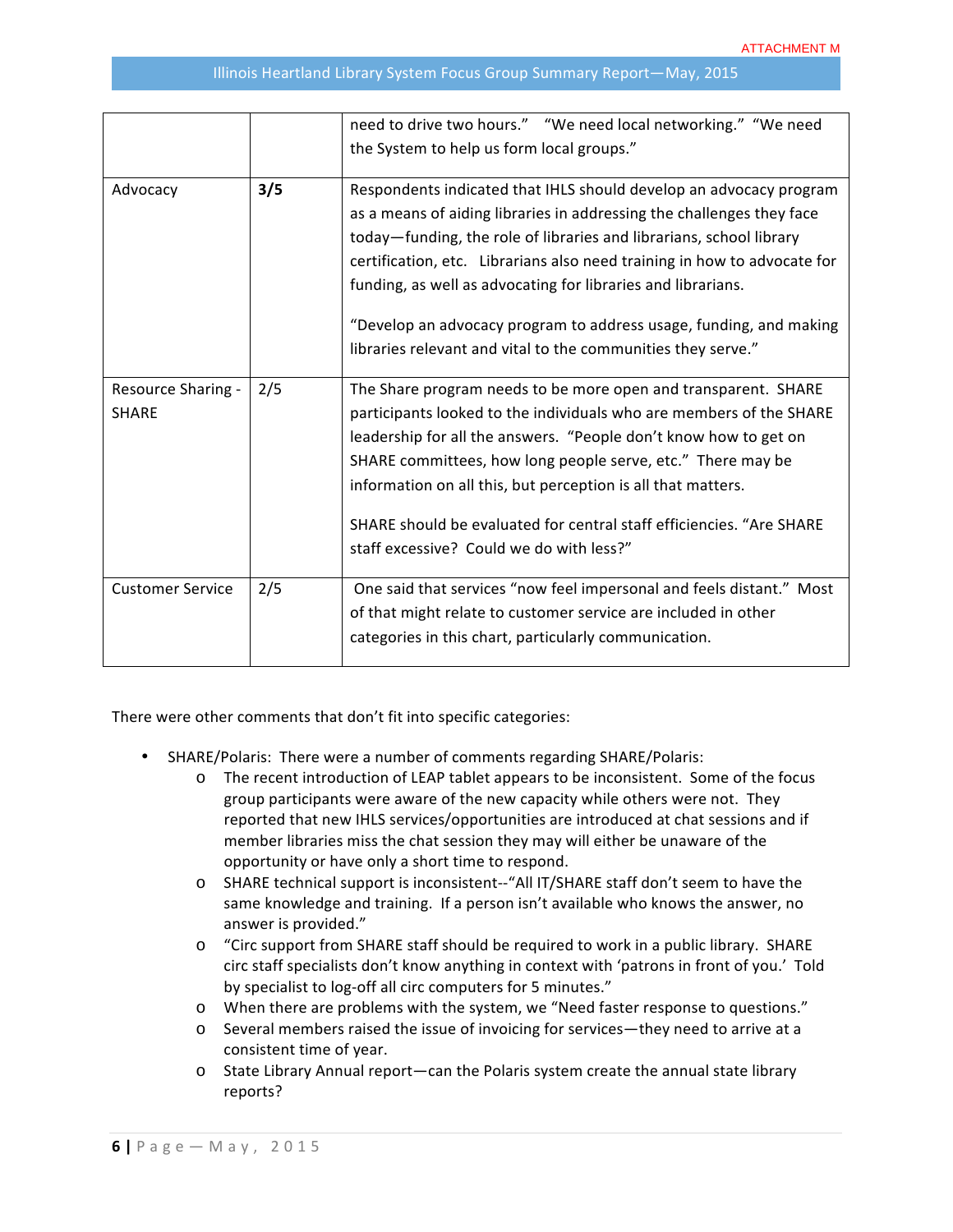| | | |
|---|---|---|
| | | need to drive two hours." "We need local networking." "We need the System to help us form local groups." |
| Advocacy | **3/5** | Respondents indicated that IHLS should develop an advocacy program as a means of aiding libraries in addressing the challenges they face today—funding, the role of libraries and librarians, school library certification, etc. Librarians also need training in how to advocate for funding, as well as advocating for libraries and librarians.<br><br>"Develop an advocacy program to address usage, funding, and making libraries relevant and vital to the communities they serve." |
| Resource Sharing - SHARE | 2/5 | The Share program needs to be more open and transparent. SHARE participants looked to the individuals who are members of the SHARE leadership for all the answers. "People don't know how to get on SHARE committees, how long people serve, etc." There may be information on all this, but perception is all that matters.<br><br>SHARE should be evaluated for central staff efficiencies. "Are SHARE staff excessive? Could we do with less?" |
| Customer Service | 2/5 | One said that services "now feel impersonal and feels distant." Most of that might relate to customer service are included in other categories in this chart, particularly communication. |

There were other comments that don't fit into specific categories:

- SHARE/Polaris: There were a number of comments regarding SHARE/Polaris:
  - The recent introduction of LEAP tablet appears to be inconsistent. Some of the focus group participants were aware of the new capacity while others were not. They reported that new IHLS services/opportunities are introduced at chat sessions and if member libraries miss the chat session they may will either be unaware of the opportunity or have only a short time to respond.
  - SHARE technical support is inconsistent--"All IT/SHARE staff don't seem to have the same knowledge and training. If a person isn't available who knows the answer, no answer is provided."
  - "Circ support from SHARE staff should be required to work in a public library. SHARE circ staff specialists don't know anything in context with 'patrons in front of you.' Told by specialist to log-off all circ computers for 5 minutes."
  - When there are problems with the system, we "Need faster response to questions."
  - Several members raised the issue of invoicing for services—they need to arrive at a consistent time of year.
  - State Library Annual report—can the Polaris system create the annual state library reports?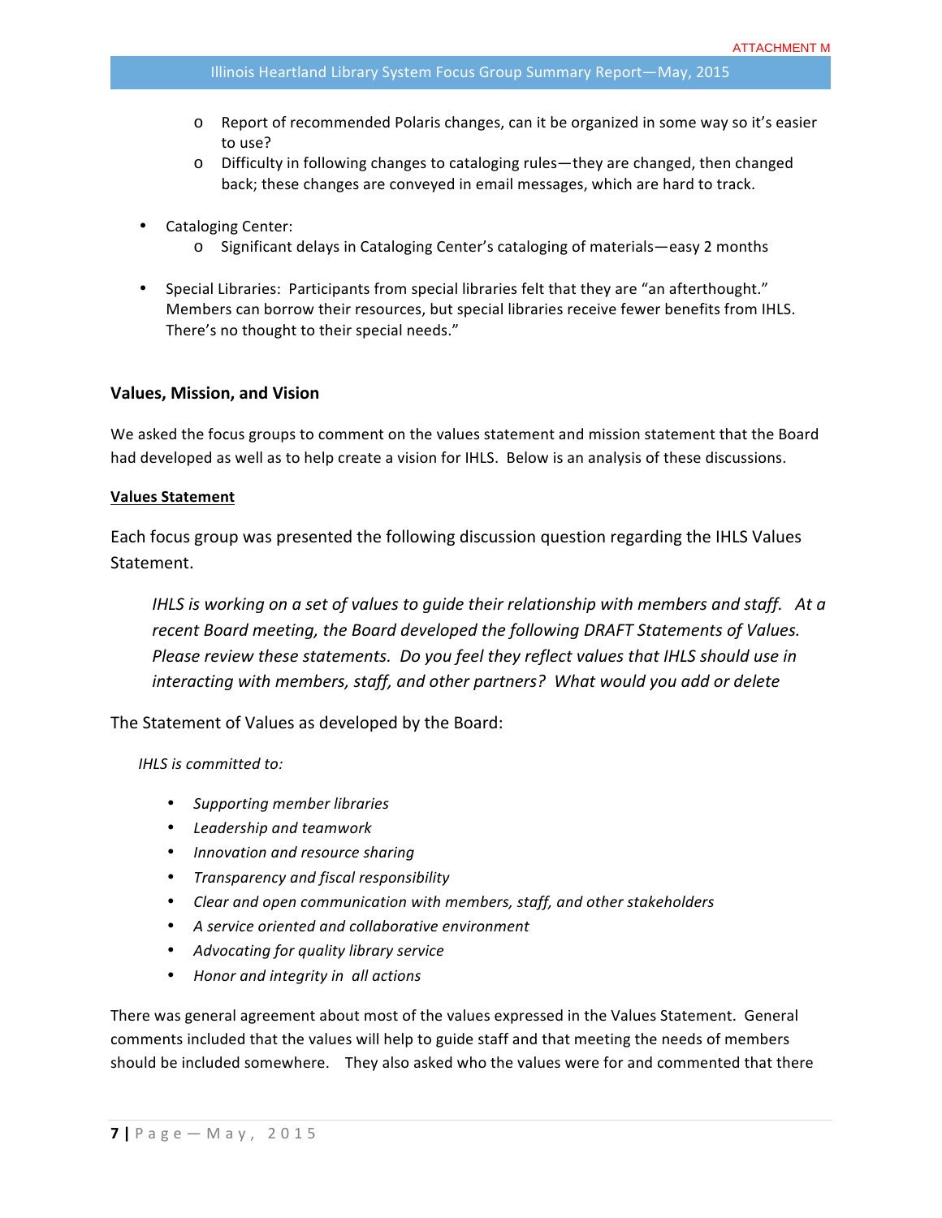- Report of recommended Polaris changes, can it be organized in some way so it's easier to use?
- Difficulty in following changes to cataloging rules—they are changed, then changed back; these changes are conveyed in email messages, which are hard to track.

- Cataloging Center:
  - Significant delays in Cataloging Center's cataloging of materials—easy 2 months

- Special Libraries: Participants from special libraries felt that they are "an afterthought." Members can borrow their resources, but special libraries receive fewer benefits from IHLS. There's no thought to their special needs."

## Values, Mission, and Vision

We asked the focus groups to comment on the values statement and mission statement that the Board had developed as well as to help create a vision for IHLS. Below is an analysis of these discussions.

### Values Statement

Each focus group was presented the following discussion question regarding the IHLS Values Statement.

> *IHLS is working on a set of values to guide their relationship with members and staff. At a recent Board meeting, the Board developed the following DRAFT Statements of Values. Please review these statements. Do you feel they reflect values that IHLS should use in interacting with members, staff, and other partners? What would you add or delete*

The Statement of Values as developed by the Board:

*IHLS is committed to:*

- *Supporting member libraries*
- *Leadership and teamwork*
- *Innovation and resource sharing*
- *Transparency and fiscal responsibility*
- *Clear and open communication with members, staff, and other stakeholders*
- *A service oriented and collaborative environment*
- *Advocating for quality library service*
- *Honor and integrity in all actions*

There was general agreement about most of the values expressed in the Values Statement. General comments included that the values will help to guide staff and that meeting the needs of members should be included somewhere. They also asked who the values were for and commented that there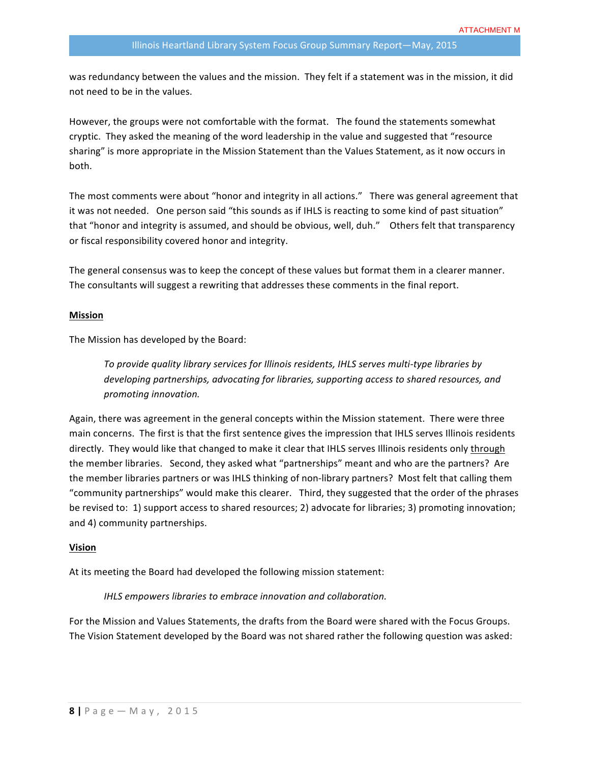was redundancy between the values and the mission. They felt if a statement was in the mission, it did not need to be in the values.

However, the groups were not comfortable with the format. The found the statements somewhat cryptic. They asked the meaning of the word leadership in the value and suggested that "resource sharing" is more appropriate in the Mission Statement than the Values Statement, as it now occurs in both.

The most comments were about "honor and integrity in all actions." There was general agreement that it was not needed. One person said "this sounds as if IHLS is reacting to some kind of past situation" that "honor and integrity is assumed, and should be obvious, well, duh." Others felt that transparency or fiscal responsibility covered honor and integrity.

The general consensus was to keep the concept of these values but format them in a clearer manner. The consultants will suggest a rewriting that addresses these comments in the final report.

**Mission**

The Mission has developed by the Board:

> *To provide quality library services for Illinois residents, IHLS serves multi-type libraries by developing partnerships, advocating for libraries, supporting access to shared resources, and promoting innovation.*

Again, there was agreement in the general concepts within the Mission statement. There were three main concerns. The first is that the first sentence gives the impression that IHLS serves Illinois residents directly. They would like that changed to make it clear that IHLS serves Illinois residents only through the member libraries. Second, they asked what "partnerships" meant and who are the partners? Are the member libraries partners or was IHLS thinking of non-library partners? Most felt that calling them "community partnerships" would make this clearer. Third, they suggested that the order of the phrases be revised to: 1) support access to shared resources; 2) advocate for libraries; 3) promoting innovation; and 4) community partnerships.

**Vision**

At its meeting the Board had developed the following mission statement:

> *IHLS empowers libraries to embrace innovation and collaboration.*

For the Mission and Values Statements, the drafts from the Board were shared with the Focus Groups. The Vision Statement developed by the Board was not shared rather the following question was asked: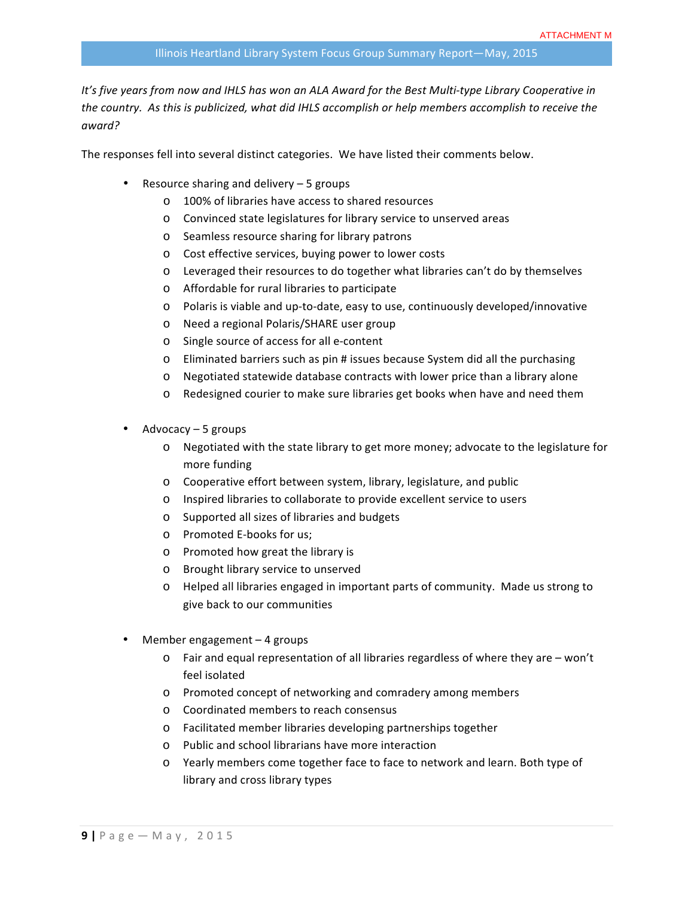*It's five years from now and IHLS has won an ALA Award for the Best Multi-type Library Cooperative in the country. As this is publicized, what did IHLS accomplish or help members accomplish to receive the award?*

The responses fell into several distinct categories. We have listed their comments below.

- Resource sharing and delivery – 5 groups
  - 100% of libraries have access to shared resources
  - Convinced state legislatures for library service to unserved areas
  - Seamless resource sharing for library patrons
  - Cost effective services, buying power to lower costs
  - Leveraged their resources to do together what libraries can't do by themselves
  - Affordable for rural libraries to participate
  - Polaris is viable and up-to-date, easy to use, continuously developed/innovative
  - Need a regional Polaris/SHARE user group
  - Single source of access for all e-content
  - Eliminated barriers such as pin # issues because System did all the purchasing
  - Negotiated statewide database contracts with lower price than a library alone
  - Redesigned courier to make sure libraries get books when have and need them

- Advocacy – 5 groups
  - Negotiated with the state library to get more money; advocate to the legislature for more funding
  - Cooperative effort between system, library, legislature, and public
  - Inspired libraries to collaborate to provide excellent service to users
  - Supported all sizes of libraries and budgets
  - Promoted E-books for us;
  - Promoted how great the library is
  - Brought library service to unserved
  - Helped all libraries engaged in important parts of community. Made us strong to give back to our communities

- Member engagement – 4 groups
  - Fair and equal representation of all libraries regardless of where they are – won't feel isolated
  - Promoted concept of networking and comradery among members
  - Coordinated members to reach consensus
  - Facilitated member libraries developing partnerships together
  - Public and school librarians have more interaction
  - Yearly members come together face to face to network and learn. Both type of library and cross library types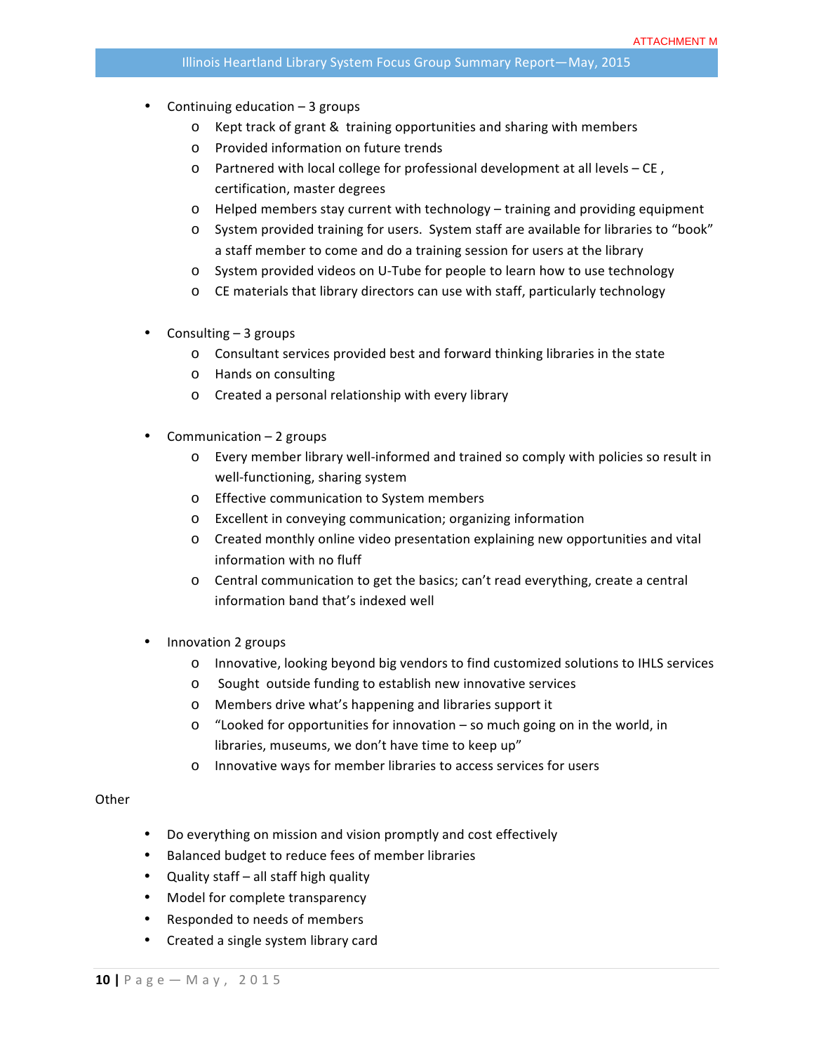- Continuing education – 3 groups
  - Kept track of grant & training opportunities and sharing with members
  - Provided information on future trends
  - Partnered with local college for professional development at all levels – CE , certification, master degrees
  - Helped members stay current with technology – training and providing equipment
  - System provided training for users. System staff are available for libraries to "book" a staff member to come and do a training session for users at the library
  - System provided videos on U-Tube for people to learn how to use technology
  - CE materials that library directors can use with staff, particularly technology

- Consulting – 3 groups
  - Consultant services provided best and forward thinking libraries in the state
  - Hands on consulting
  - Created a personal relationship with every library

- Communication – 2 groups
  - Every member library well-informed and trained so comply with policies so result in well-functioning, sharing system
  - Effective communication to System members
  - Excellent in conveying communication; organizing information
  - Created monthly online video presentation explaining new opportunities and vital information with no fluff
  - Central communication to get the basics; can't read everything, create a central information band that's indexed well

- Innovation 2 groups
  - Innovative, looking beyond big vendors to find customized solutions to IHLS services
  - Sought outside funding to establish new innovative services
  - Members drive what's happening and libraries support it
  - "Looked for opportunities for innovation – so much going on in the world, in libraries, museums, we don't have time to keep up"
  - Innovative ways for member libraries to access services for users

Other

- Do everything on mission and vision promptly and cost effectively
- Balanced budget to reduce fees of member libraries
- Quality staff – all staff high quality
- Model for complete transparency
- Responded to needs of members
- Created a single system library card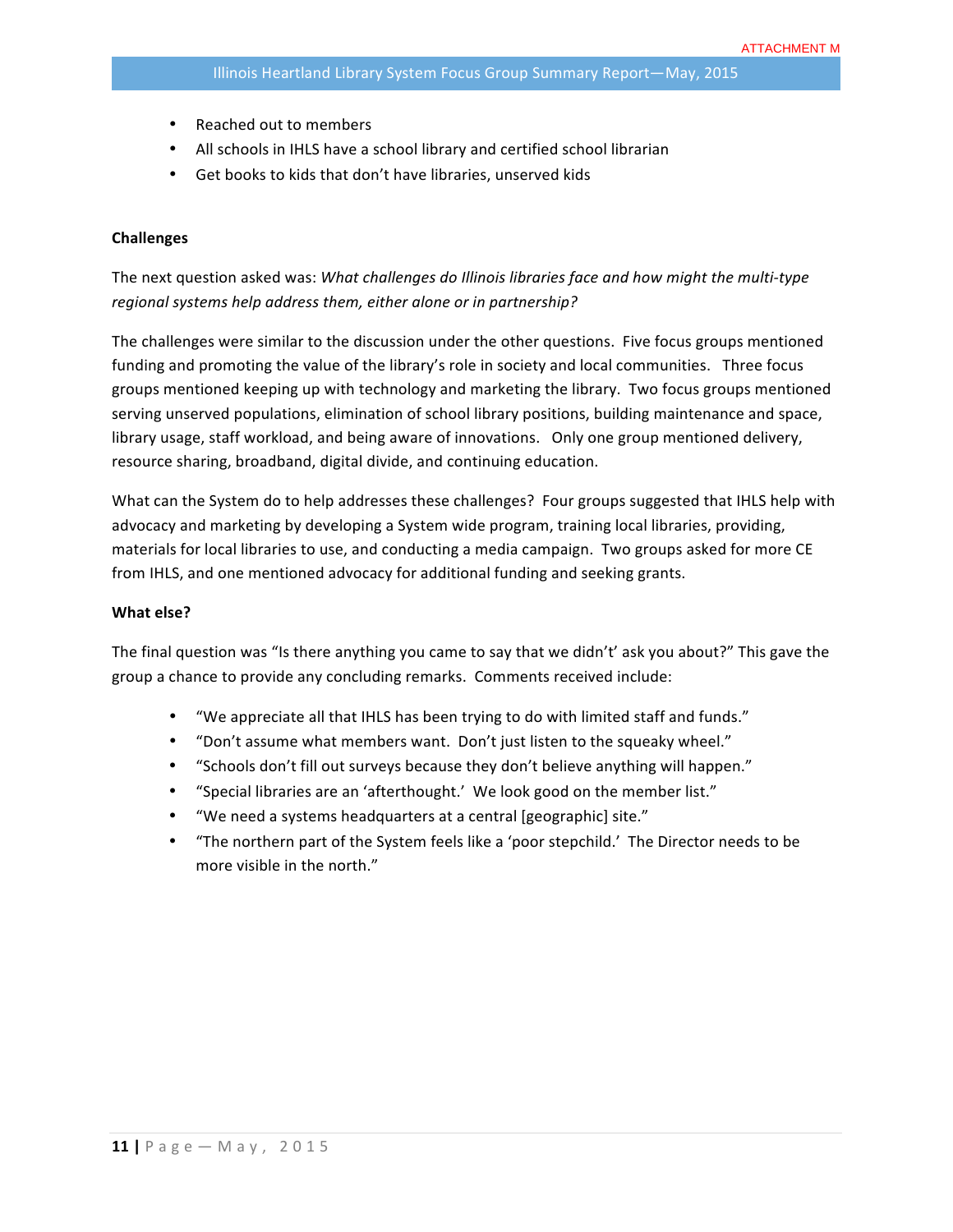- Reached out to members
- All schools in IHLS have a school library and certified school librarian
- Get books to kids that don't have libraries, unserved kids

**Challenges**

The next question asked was: *What challenges do Illinois libraries face and how might the multi-type regional systems help address them, either alone or in partnership?*

The challenges were similar to the discussion under the other questions. Five focus groups mentioned funding and promoting the value of the library's role in society and local communities. Three focus groups mentioned keeping up with technology and marketing the library. Two focus groups mentioned serving unserved populations, elimination of school library positions, building maintenance and space, library usage, staff workload, and being aware of innovations. Only one group mentioned delivery, resource sharing, broadband, digital divide, and continuing education.

What can the System do to help addresses these challenges? Four groups suggested that IHLS help with advocacy and marketing by developing a System wide program, training local libraries, providing, materials for local libraries to use, and conducting a media campaign. Two groups asked for more CE from IHLS, and one mentioned advocacy for additional funding and seeking grants.

**What else?**

The final question was "Is there anything you came to say that we didn't' ask you about?" This gave the group a chance to provide any concluding remarks. Comments received include:

- "We appreciate all that IHLS has been trying to do with limited staff and funds."
- "Don't assume what members want. Don't just listen to the squeaky wheel."
- "Schools don't fill out surveys because they don't believe anything will happen."
- "Special libraries are an 'afterthought.' We look good on the member list."
- "We need a systems headquarters at a central [geographic] site."
- "The northern part of the System feels like a 'poor stepchild.' The Director needs to be more visible in the north."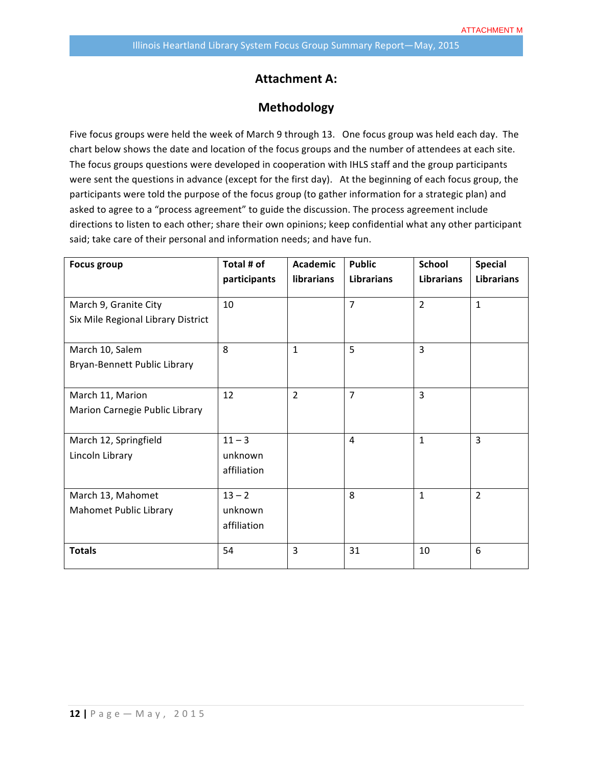## Attachment A:

## Methodology

Five focus groups were held the week of March 9 through 13. One focus group was held each day. The chart below shows the date and location of the focus groups and the number of attendees at each site. The focus groups questions were developed in cooperation with IHLS staff and the group participants were sent the questions in advance (except for the first day). At the beginning of each focus group, the participants were told the purpose of the focus group (to gather information for a strategic plan) and asked to agree to a "process agreement" to guide the discussion. The process agreement include directions to listen to each other; share their own opinions; keep confidential what any other participant said; take care of their personal and information needs; and have fun.

| Focus group | Total # of participants | Academic librarians | Public Librarians | School Librarians | Special Librarians |
|---|---|---|---|---|---|
| March 9, Granite City<br>Six Mile Regional Library District | 10 | | 7 | 2 | 1 |
| March 10, Salem<br>Bryan-Bennett Public Library | 8 | 1 | 5 | 3 | |
| March 11, Marion<br>Marion Carnegie Public Library | 12 | 2 | 7 | 3 | |
| March 12, Springfield<br>Lincoln Library | 11 – 3 unknown affiliation | | 4 | 1 | 3 |
| March 13, Mahomet<br>Mahomet Public Library | 13 – 2 unknown affiliation | | 8 | 1 | 2 |
| **Totals** | 54 | 3 | 31 | 10 | 6 |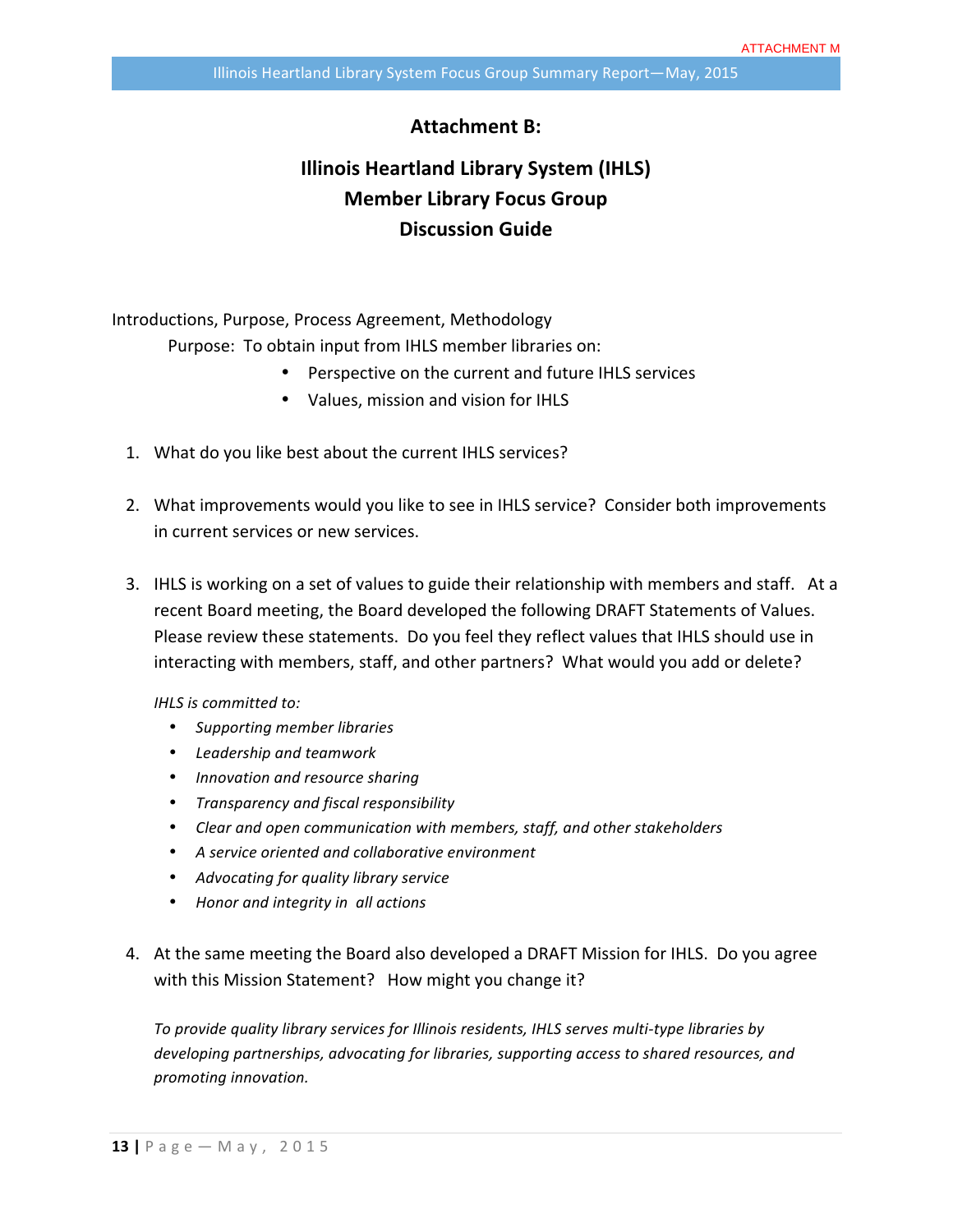## Attachment B:

## Illinois Heartland Library System (IHLS) Member Library Focus Group Discussion Guide

Introductions, Purpose, Process Agreement, Methodology

Purpose: To obtain input from IHLS member libraries on:

- Perspective on the current and future IHLS services
- Values, mission and vision for IHLS

1. What do you like best about the current IHLS services?

2. What improvements would you like to see in IHLS service? Consider both improvements in current services or new services.

3. IHLS is working on a set of values to guide their relationship with members and staff. At a recent Board meeting, the Board developed the following DRAFT Statements of Values. Please review these statements. Do you feel they reflect values that IHLS should use in interacting with members, staff, and other partners? What would you add or delete?

   *IHLS is committed to:*

   - *Supporting member libraries*
   - *Leadership and teamwork*
   - *Innovation and resource sharing*
   - *Transparency and fiscal responsibility*
   - *Clear and open communication with members, staff, and other stakeholders*
   - *A service oriented and collaborative environment*
   - *Advocating for quality library service*
   - *Honor and integrity in all actions*

4. At the same meeting the Board also developed a DRAFT Mission for IHLS. Do you agree with this Mission Statement? How might you change it?

   *To provide quality library services for Illinois residents, IHLS serves multi-type libraries by developing partnerships, advocating for libraries, supporting access to shared resources, and promoting innovation.*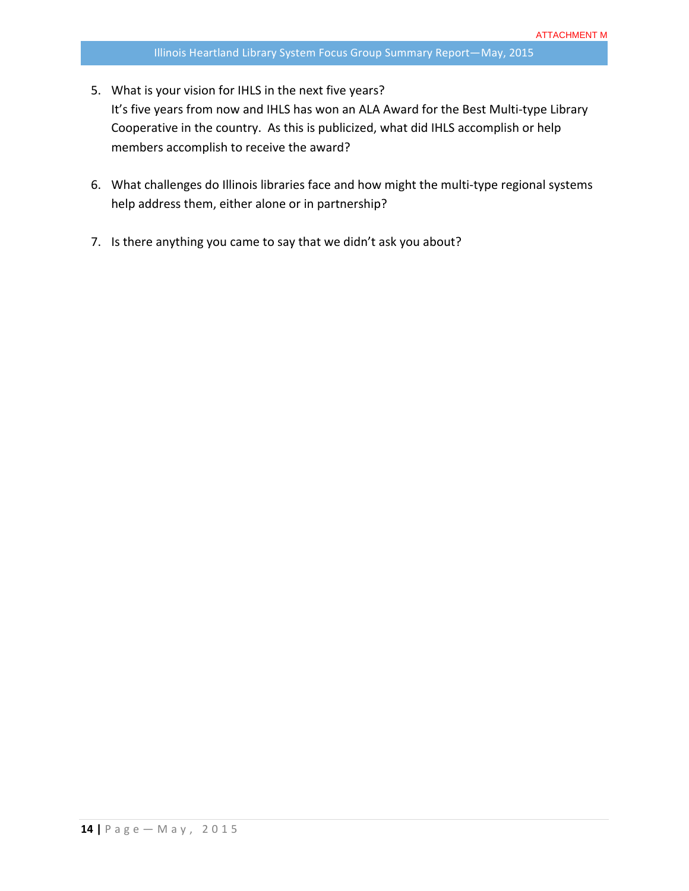5. What is your vision for IHLS in the next five years?
   It's five years from now and IHLS has won an ALA Award for the Best Multi-type Library Cooperative in the country. As this is publicized, what did IHLS accomplish or help members accomplish to receive the award?

6. What challenges do Illinois libraries face and how might the multi-type regional systems help address them, either alone or in partnership?

7. Is there anything you came to say that we didn't ask you about?